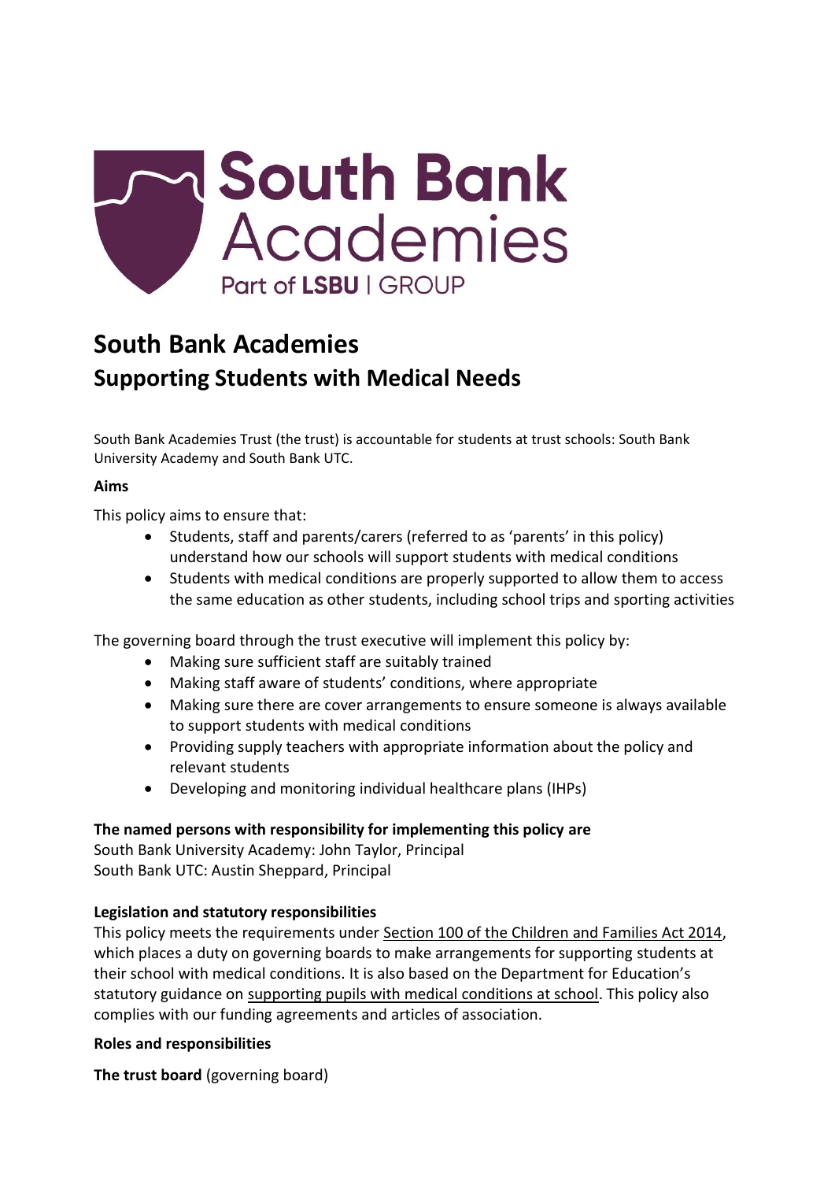# South Bank Academies

## Supporting Students with Medical Needs

South Bank Academies Trust (the trust) is accountable for students at trust schools: South Bank University Academy and South Bank UTC.

**Aims**

This policy aims to ensure that:

- Students, staff and parents/carers (referred to as 'parents' in this policy) understand how our schools will support students with medical conditions
- Students with medical conditions are properly supported to allow them to access the same education as other students, including school trips and sporting activities

The governing board through the trust executive will implement this policy by:

- Making sure sufficient staff are suitably trained
- Making staff aware of students' conditions, where appropriate
- Making sure there are cover arrangements to ensure someone is always available to support students with medical conditions
- Providing supply teachers with appropriate information about the policy and relevant students
- Developing and monitoring individual healthcare plans (IHPs)

**The named persons with responsibility for implementing this policy are**
South Bank University Academy: John Taylor, Principal
South Bank UTC: Austin Sheppard, Principal

**Legislation and statutory responsibilities**
This policy meets the requirements under Section 100 of the Children and Families Act 2014, which places a duty on governing boards to make arrangements for supporting students at their school with medical conditions. It is also based on the Department for Education's statutory guidance on supporting pupils with medical conditions at school. This policy also complies with our funding agreements and articles of association.

**Roles and responsibilities**

**The trust board** (governing board)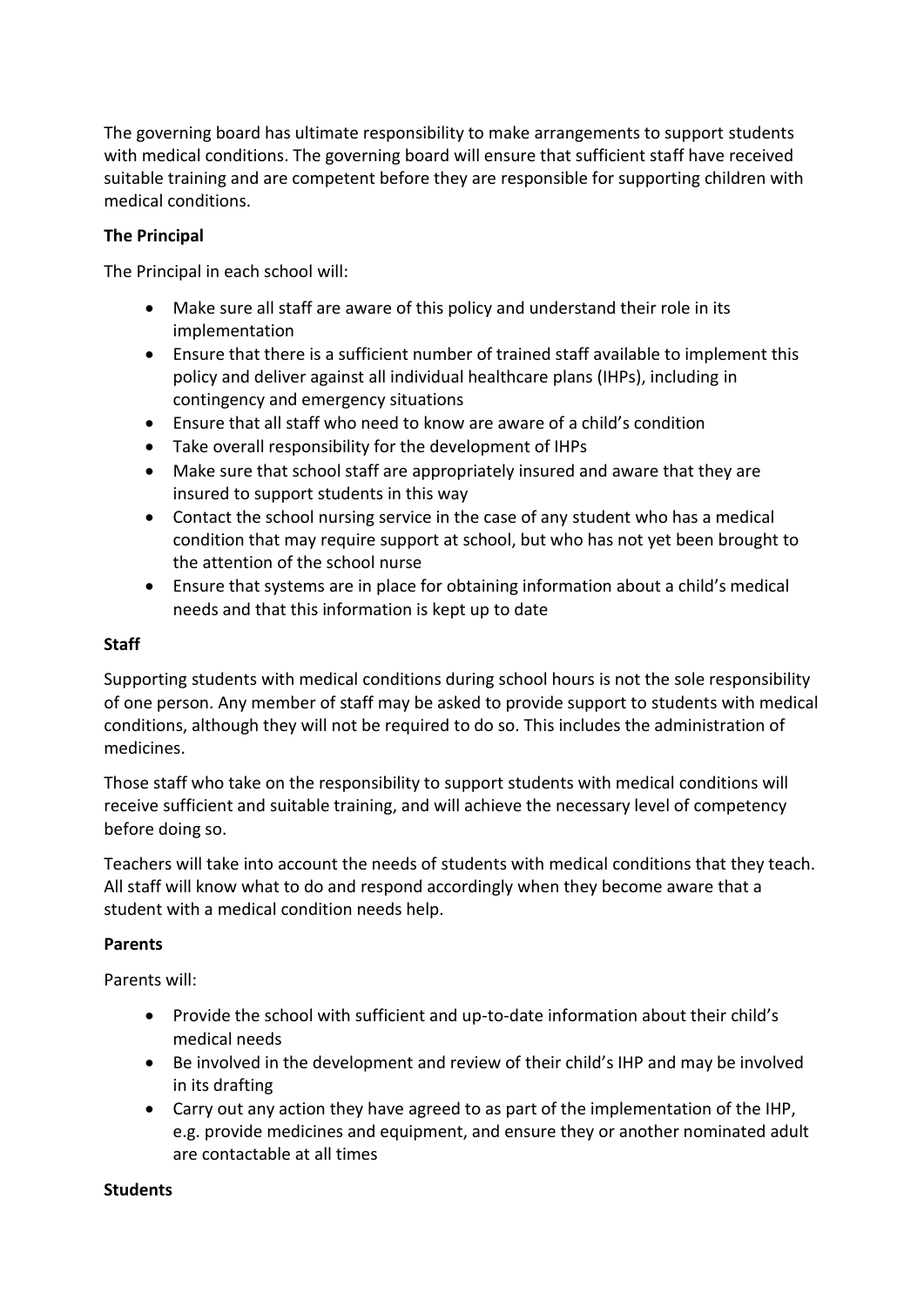The governing board has ultimate responsibility to make arrangements to support students with medical conditions. The governing board will ensure that sufficient staff have received suitable training and are competent before they are responsible for supporting children with medical conditions.

**The Principal**

The Principal in each school will:

- Make sure all staff are aware of this policy and understand their role in its implementation
- Ensure that there is a sufficient number of trained staff available to implement this policy and deliver against all individual healthcare plans (IHPs), including in contingency and emergency situations
- Ensure that all staff who need to know are aware of a child's condition
- Take overall responsibility for the development of IHPs
- Make sure that school staff are appropriately insured and aware that they are insured to support students in this way
- Contact the school nursing service in the case of any student who has a medical condition that may require support at school, but who has not yet been brought to the attention of the school nurse
- Ensure that systems are in place for obtaining information about a child's medical needs and that this information is kept up to date

**Staff**

Supporting students with medical conditions during school hours is not the sole responsibility of one person. Any member of staff may be asked to provide support to students with medical conditions, although they will not be required to do so. This includes the administration of medicines.

Those staff who take on the responsibility to support students with medical conditions will receive sufficient and suitable training, and will achieve the necessary level of competency before doing so.

Teachers will take into account the needs of students with medical conditions that they teach. All staff will know what to do and respond accordingly when they become aware that a student with a medical condition needs help.

**Parents**

Parents will:

- Provide the school with sufficient and up-to-date information about their child's medical needs
- Be involved in the development and review of their child's IHP and may be involved in its drafting
- Carry out any action they have agreed to as part of the implementation of the IHP, e.g. provide medicines and equipment, and ensure they or another nominated adult are contactable at all times

**Students**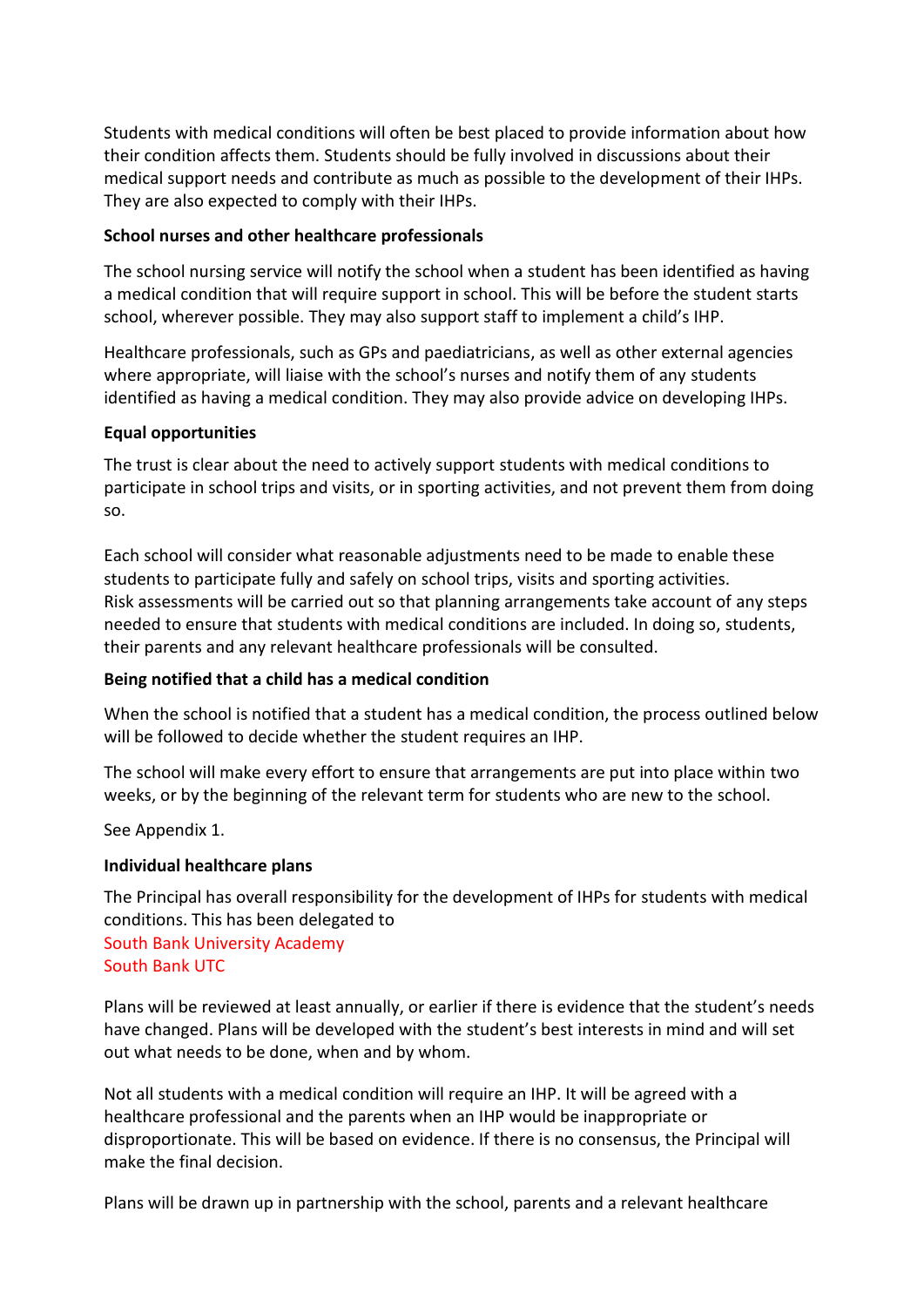Students with medical conditions will often be best placed to provide information about how their condition affects them. Students should be fully involved in discussions about their medical support needs and contribute as much as possible to the development of their IHPs. They are also expected to comply with their IHPs.

**School nurses and other healthcare professionals**

The school nursing service will notify the school when a student has been identified as having a medical condition that will require support in school. This will be before the student starts school, wherever possible. They may also support staff to implement a child's IHP.

Healthcare professionals, such as GPs and paediatricians, as well as other external agencies where appropriate, will liaise with the school's nurses and notify them of any students identified as having a medical condition. They may also provide advice on developing IHPs.

**Equal opportunities**

The trust is clear about the need to actively support students with medical conditions to participate in school trips and visits, or in sporting activities, and not prevent them from doing so.

Each school will consider what reasonable adjustments need to be made to enable these students to participate fully and safely on school trips, visits and sporting activities. Risk assessments will be carried out so that planning arrangements take account of any steps needed to ensure that students with medical conditions are included. In doing so, students, their parents and any relevant healthcare professionals will be consulted.

**Being notified that a child has a medical condition**

When the school is notified that a student has a medical condition, the process outlined below will be followed to decide whether the student requires an IHP.

The school will make every effort to ensure that arrangements are put into place within two weeks, or by the beginning of the relevant term for students who are new to the school.

See Appendix 1.

**Individual healthcare plans**

The Principal has overall responsibility for the development of IHPs for students with medical conditions. This has been delegated to
South Bank University Academy
South Bank UTC

Plans will be reviewed at least annually, or earlier if there is evidence that the student's needs have changed. Plans will be developed with the student's best interests in mind and will set out what needs to be done, when and by whom.

Not all students with a medical condition will require an IHP. It will be agreed with a healthcare professional and the parents when an IHP would be inappropriate or disproportionate. This will be based on evidence. If there is no consensus, the Principal will make the final decision.

Plans will be drawn up in partnership with the school, parents and a relevant healthcare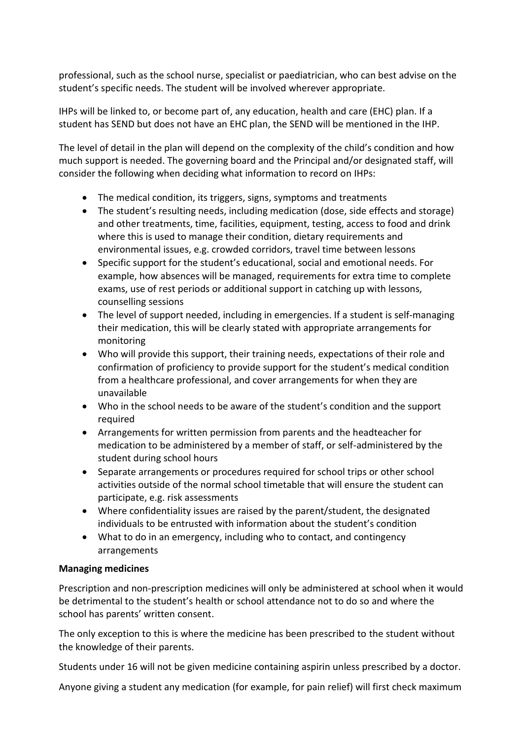professional, such as the school nurse, specialist or paediatrician, who can best advise on the student's specific needs. The student will be involved wherever appropriate.

IHPs will be linked to, or become part of, any education, health and care (EHC) plan. If a student has SEND but does not have an EHC plan, the SEND will be mentioned in the IHP.

The level of detail in the plan will depend on the complexity of the child's condition and how much support is needed. The governing board and the Principal and/or designated staff, will consider the following when deciding what information to record on IHPs:

- The medical condition, its triggers, signs, symptoms and treatments
- The student's resulting needs, including medication (dose, side effects and storage) and other treatments, time, facilities, equipment, testing, access to food and drink where this is used to manage their condition, dietary requirements and environmental issues, e.g. crowded corridors, travel time between lessons
- Specific support for the student's educational, social and emotional needs. For example, how absences will be managed, requirements for extra time to complete exams, use of rest periods or additional support in catching up with lessons, counselling sessions
- The level of support needed, including in emergencies. If a student is self-managing their medication, this will be clearly stated with appropriate arrangements for monitoring
- Who will provide this support, their training needs, expectations of their role and confirmation of proficiency to provide support for the student's medical condition from a healthcare professional, and cover arrangements for when they are unavailable
- Who in the school needs to be aware of the student's condition and the support required
- Arrangements for written permission from parents and the headteacher for medication to be administered by a member of staff, or self-administered by the student during school hours
- Separate arrangements or procedures required for school trips or other school activities outside of the normal school timetable that will ensure the student can participate, e.g. risk assessments
- Where confidentiality issues are raised by the parent/student, the designated individuals to be entrusted with information about the student's condition
- What to do in an emergency, including who to contact, and contingency arrangements

**Managing medicines**

Prescription and non-prescription medicines will only be administered at school when it would be detrimental to the student's health or school attendance not to do so and where the school has parents' written consent.

The only exception to this is where the medicine has been prescribed to the student without the knowledge of their parents.

Students under 16 will not be given medicine containing aspirin unless prescribed by a doctor.

Anyone giving a student any medication (for example, for pain relief) will first check maximum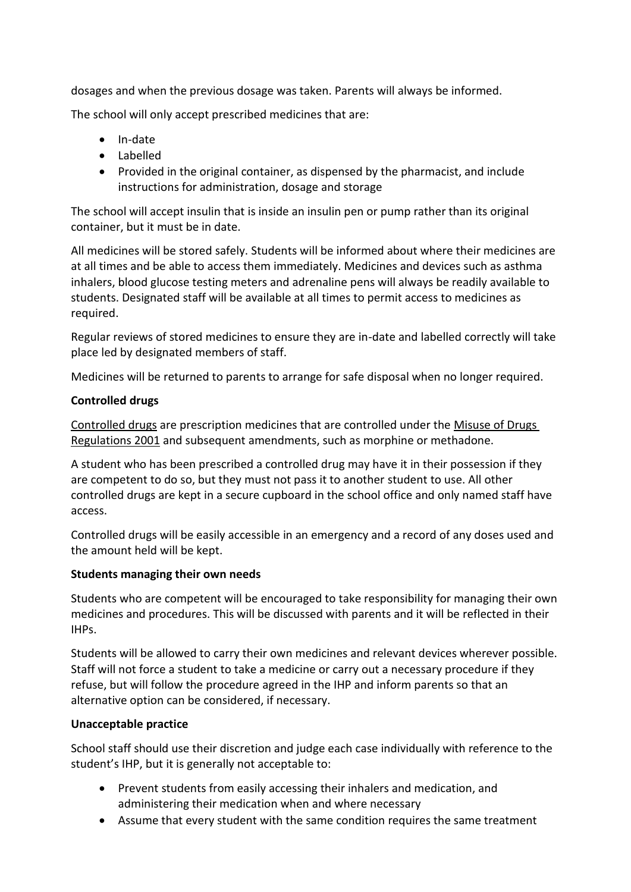dosages and when the previous dosage was taken. Parents will always be informed.

The school will only accept prescribed medicines that are:

- In-date
- Labelled
- Provided in the original container, as dispensed by the pharmacist, and include instructions for administration, dosage and storage

The school will accept insulin that is inside an insulin pen or pump rather than its original container, but it must be in date.

All medicines will be stored safely. Students will be informed about where their medicines are at all times and be able to access them immediately. Medicines and devices such as asthma inhalers, blood glucose testing meters and adrenaline pens will always be readily available to students. Designated staff will be available at all times to permit access to medicines as required.

Regular reviews of stored medicines to ensure they are in-date and labelled correctly will take place led by designated members of staff.

Medicines will be returned to parents to arrange for safe disposal when no longer required.

**Controlled drugs**

Controlled drugs are prescription medicines that are controlled under the Misuse of Drugs Regulations 2001 and subsequent amendments, such as morphine or methadone.

A student who has been prescribed a controlled drug may have it in their possession if they are competent to do so, but they must not pass it to another student to use. All other controlled drugs are kept in a secure cupboard in the school office and only named staff have access.

Controlled drugs will be easily accessible in an emergency and a record of any doses used and the amount held will be kept.

**Students managing their own needs**

Students who are competent will be encouraged to take responsibility for managing their own medicines and procedures. This will be discussed with parents and it will be reflected in their IHPs.

Students will be allowed to carry their own medicines and relevant devices wherever possible. Staff will not force a student to take a medicine or carry out a necessary procedure if they refuse, but will follow the procedure agreed in the IHP and inform parents so that an alternative option can be considered, if necessary.

**Unacceptable practice**

School staff should use their discretion and judge each case individually with reference to the student's IHP, but it is generally not acceptable to:

- Prevent students from easily accessing their inhalers and medication, and administering their medication when and where necessary
- Assume that every student with the same condition requires the same treatment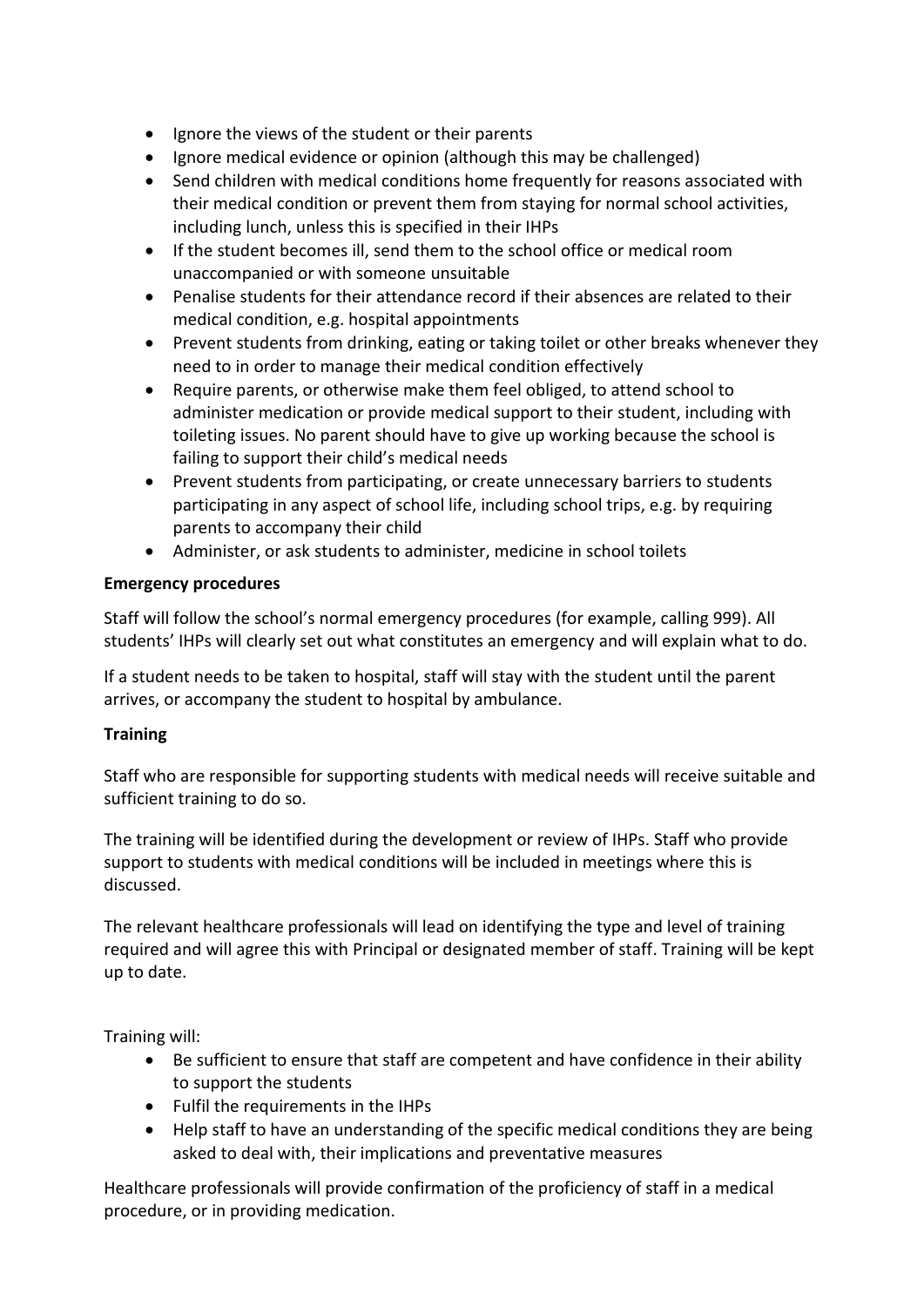- Ignore the views of the student or their parents
- Ignore medical evidence or opinion (although this may be challenged)
- Send children with medical conditions home frequently for reasons associated with their medical condition or prevent them from staying for normal school activities, including lunch, unless this is specified in their IHPs
- If the student becomes ill, send them to the school office or medical room unaccompanied or with someone unsuitable
- Penalise students for their attendance record if their absences are related to their medical condition, e.g. hospital appointments
- Prevent students from drinking, eating or taking toilet or other breaks whenever they need to in order to manage their medical condition effectively
- Require parents, or otherwise make them feel obliged, to attend school to administer medication or provide medical support to their student, including with toileting issues. No parent should have to give up working because the school is failing to support their child's medical needs
- Prevent students from participating, or create unnecessary barriers to students participating in any aspect of school life, including school trips, e.g. by requiring parents to accompany their child
- Administer, or ask students to administer, medicine in school toilets

**Emergency procedures**

Staff will follow the school's normal emergency procedures (for example, calling 999). All students' IHPs will clearly set out what constitutes an emergency and will explain what to do.

If a student needs to be taken to hospital, staff will stay with the student until the parent arrives, or accompany the student to hospital by ambulance.

**Training**

Staff who are responsible for supporting students with medical needs will receive suitable and sufficient training to do so.

The training will be identified during the development or review of IHPs. Staff who provide support to students with medical conditions will be included in meetings where this is discussed.

The relevant healthcare professionals will lead on identifying the type and level of training required and will agree this with Principal or designated member of staff. Training will be kept up to date.

Training will:

- Be sufficient to ensure that staff are competent and have confidence in their ability to support the students
- Fulfil the requirements in the IHPs
- Help staff to have an understanding of the specific medical conditions they are being asked to deal with, their implications and preventative measures

Healthcare professionals will provide confirmation of the proficiency of staff in a medical procedure, or in providing medication.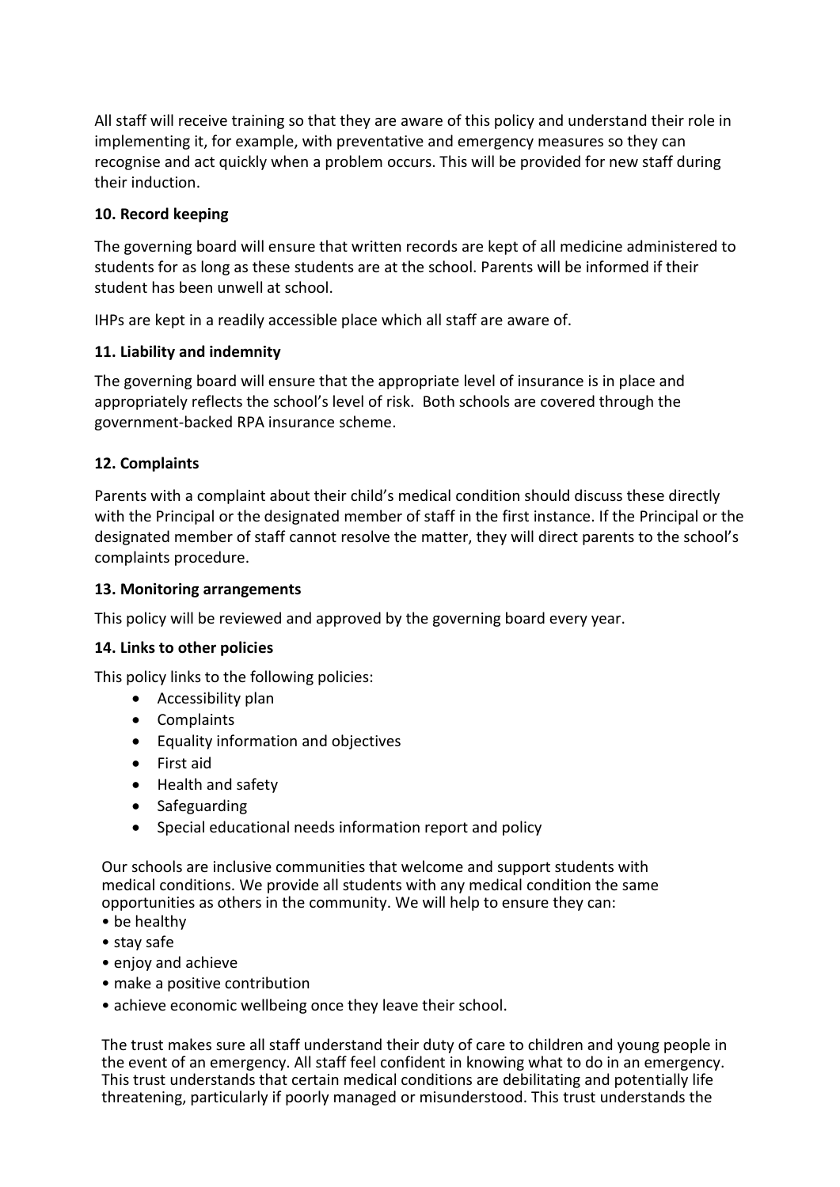All staff will receive training so that they are aware of this policy and understand their role in implementing it, for example, with preventative and emergency measures so they can recognise and act quickly when a problem occurs. This will be provided for new staff during their induction.

### 10. Record keeping

The governing board will ensure that written records are kept of all medicine administered to students for as long as these students are at the school. Parents will be informed if their student has been unwell at school.

IHPs are kept in a readily accessible place which all staff are aware of.

### 11. Liability and indemnity

The governing board will ensure that the appropriate level of insurance is in place and appropriately reflects the school's level of risk. Both schools are covered through the government-backed RPA insurance scheme.

### 12. Complaints

Parents with a complaint about their child's medical condition should discuss these directly with the Principal or the designated member of staff in the first instance. If the Principal or the designated member of staff cannot resolve the matter, they will direct parents to the school's complaints procedure.

### 13. Monitoring arrangements

This policy will be reviewed and approved by the governing board every year.

### 14. Links to other policies

This policy links to the following policies:

- Accessibility plan
- Complaints
- Equality information and objectives
- First aid
- Health and safety
- Safeguarding
- Special educational needs information report and policy

Our schools are inclusive communities that welcome and support students with medical conditions. We provide all students with any medical condition the same opportunities as others in the community. We will help to ensure they can:

- be healthy
- stay safe
- enjoy and achieve
- make a positive contribution
- achieve economic wellbeing once they leave their school.

The trust makes sure all staff understand their duty of care to children and young people in the event of an emergency. All staff feel confident in knowing what to do in an emergency. This trust understands that certain medical conditions are debilitating and potentially life threatening, particularly if poorly managed or misunderstood. This trust understands the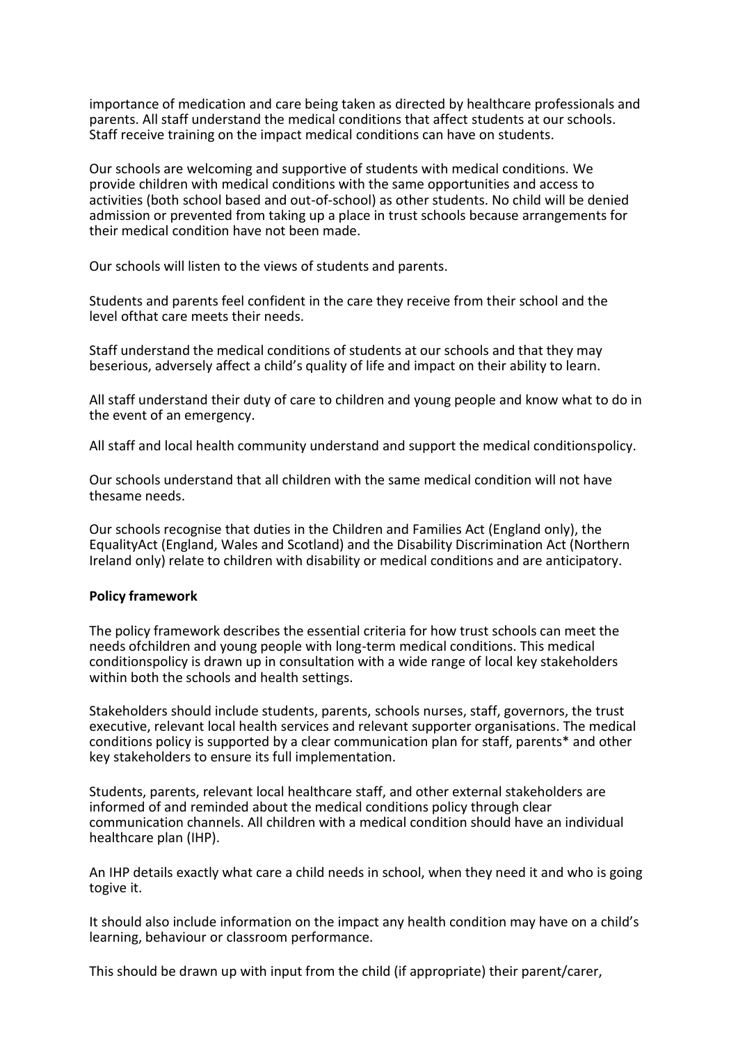importance of medication and care being taken as directed by healthcare professionals and parents. All staff understand the medical conditions that affect students at our schools. Staff receive training on the impact medical conditions can have on students.

Our schools are welcoming and supportive of students with medical conditions. We provide children with medical conditions with the same opportunities and access to activities (both school based and out-of-school) as other students. No child will be denied admission or prevented from taking up a place in trust schools because arrangements for their medical condition have not been made.

Our schools will listen to the views of students and parents.

Students and parents feel confident in the care they receive from their school and the level ofthat care meets their needs.

Staff understand the medical conditions of students at our schools and that they may beserious, adversely affect a child's quality of life and impact on their ability to learn.

All staff understand their duty of care to children and young people and know what to do in the event of an emergency.

All staff and local health community understand and support the medical conditionspolicy.

Our schools understand that all children with the same medical condition will not have thesame needs.

Our schools recognise that duties in the Children and Families Act (England only), the EqualityAct (England, Wales and Scotland) and the Disability Discrimination Act (Northern Ireland only) relate to children with disability or medical conditions and are anticipatory.

**Policy framework**

The policy framework describes the essential criteria for how trust schools can meet the needs ofchildren and young people with long-term medical conditions. This medical conditionspolicy is drawn up in consultation with a wide range of local key stakeholders within both the schools and health settings.

Stakeholders should include students, parents, schools nurses, staff, governors, the trust executive, relevant local health services and relevant supporter organisations. The medical conditions policy is supported by a clear communication plan for staff, parents* and other key stakeholders to ensure its full implementation.

Students, parents, relevant local healthcare staff, and other external stakeholders are informed of and reminded about the medical conditions policy through clear communication channels. All children with a medical condition should have an individual healthcare plan (IHP).

An IHP details exactly what care a child needs in school, when they need it and who is going togive it.

It should also include information on the impact any health condition may have on a child's learning, behaviour or classroom performance.

This should be drawn up with input from the child (if appropriate) their parent/carer,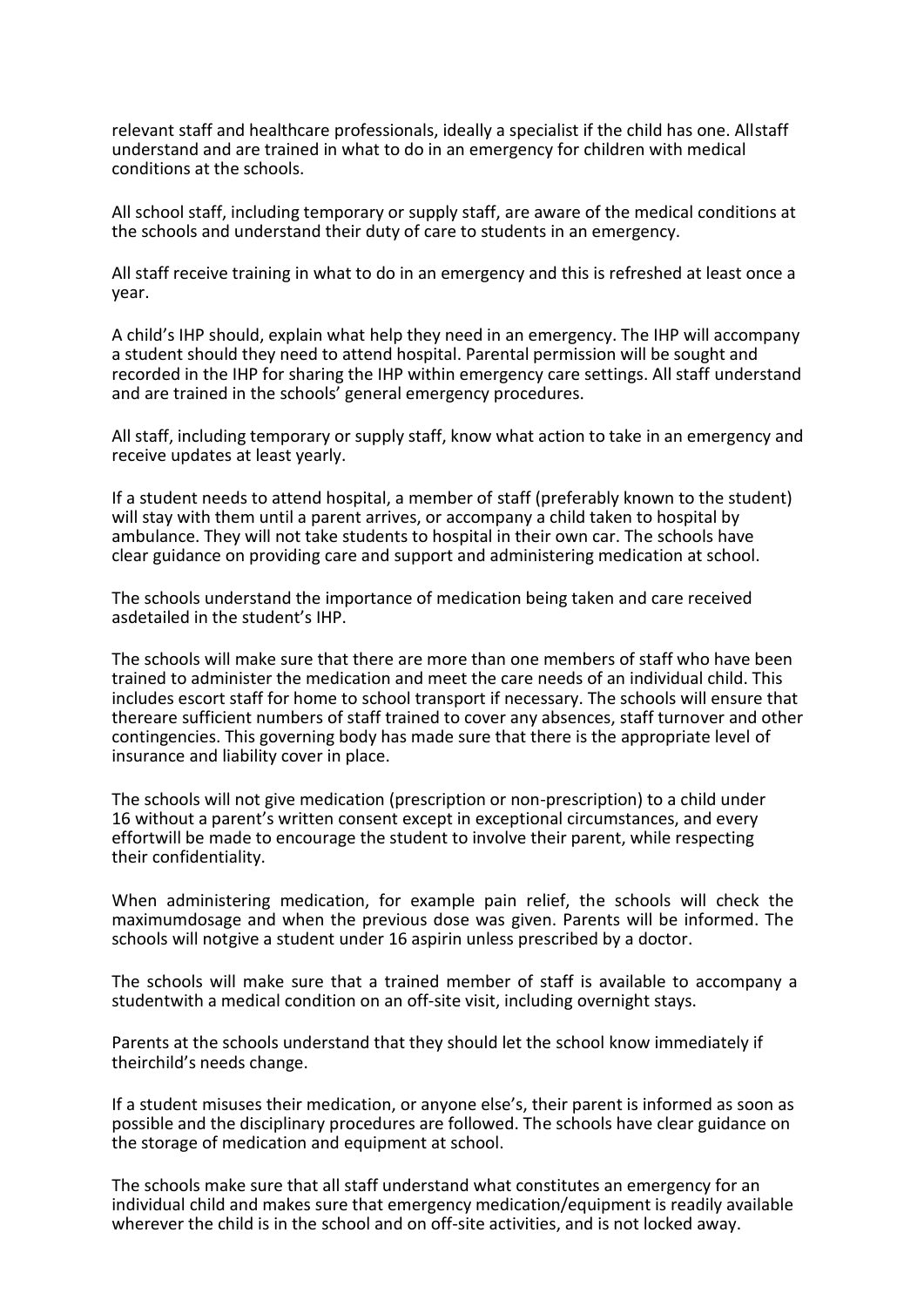relevant staff and healthcare professionals, ideally a specialist if the child has one. Allstaff understand and are trained in what to do in an emergency for children with medical conditions at the schools.

All school staff, including temporary or supply staff, are aware of the medical conditions at the schools and understand their duty of care to students in an emergency.

All staff receive training in what to do in an emergency and this is refreshed at least once a year.

A child's IHP should, explain what help they need in an emergency. The IHP will accompany a student should they need to attend hospital. Parental permission will be sought and recorded in the IHP for sharing the IHP within emergency care settings. All staff understand and are trained in the schools' general emergency procedures.

All staff, including temporary or supply staff, know what action to take in an emergency and receive updates at least yearly.

If a student needs to attend hospital, a member of staff (preferably known to the student) will stay with them until a parent arrives, or accompany a child taken to hospital by ambulance. They will not take students to hospital in their own car. The schools have clear guidance on providing care and support and administering medication at school.

The schools understand the importance of medication being taken and care received asdetailed in the student's IHP.

The schools will make sure that there are more than one members of staff who have been trained to administer the medication and meet the care needs of an individual child. This includes escort staff for home to school transport if necessary. The schools will ensure that thereare sufficient numbers of staff trained to cover any absences, staff turnover and other contingencies. This governing body has made sure that there is the appropriate level of insurance and liability cover in place.

The schools will not give medication (prescription or non-prescription) to a child under 16 without a parent's written consent except in exceptional circumstances, and every effortwill be made to encourage the student to involve their parent, while respecting their confidentiality.

When administering medication, for example pain relief, the schools will check the maximumdosage and when the previous dose was given. Parents will be informed. The schools will notgive a student under 16 aspirin unless prescribed by a doctor.

The schools will make sure that a trained member of staff is available to accompany a studentwith a medical condition on an off-site visit, including overnight stays.

Parents at the schools understand that they should let the school know immediately if theirchild's needs change.

If a student misuses their medication, or anyone else's, their parent is informed as soon as possible and the disciplinary procedures are followed. The schools have clear guidance on the storage of medication and equipment at school.

The schools make sure that all staff understand what constitutes an emergency for an individual child and makes sure that emergency medication/equipment is readily available wherever the child is in the school and on off-site activities, and is not locked away.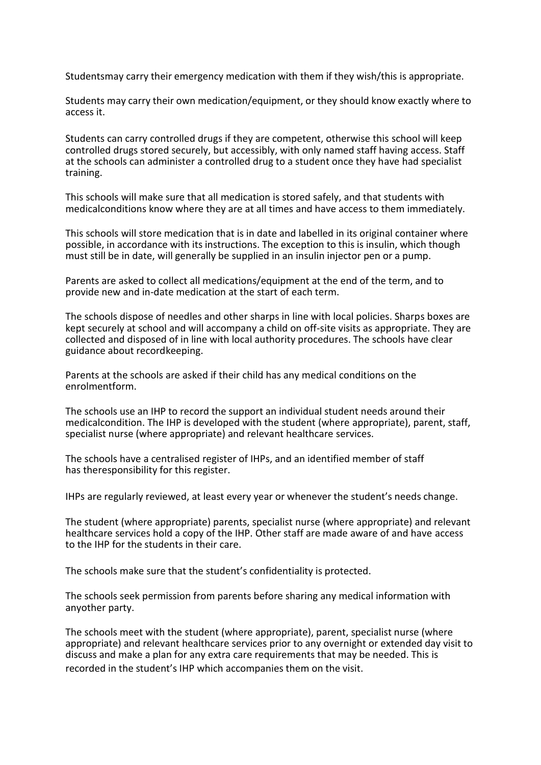Studentsmay carry their emergency medication with them if they wish/this is appropriate.

Students may carry their own medication/equipment, or they should know exactly where to access it.

Students can carry controlled drugs if they are competent, otherwise this school will keep controlled drugs stored securely, but accessibly, with only named staff having access. Staff at the schools can administer a controlled drug to a student once they have had specialist training.

This schools will make sure that all medication is stored safely, and that students with medicalconditions know where they are at all times and have access to them immediately.

This schools will store medication that is in date and labelled in its original container where possible, in accordance with its instructions. The exception to this is insulin, which though must still be in date, will generally be supplied in an insulin injector pen or a pump.

Parents are asked to collect all medications/equipment at the end of the term, and to provide new and in-date medication at the start of each term.

The schools dispose of needles and other sharps in line with local policies. Sharps boxes are kept securely at school and will accompany a child on off-site visits as appropriate. They are collected and disposed of in line with local authority procedures. The schools have clear guidance about recordkeeping.

Parents at the schools are asked if their child has any medical conditions on the enrolmentform.

The schools use an IHP to record the support an individual student needs around their medicalcondition. The IHP is developed with the student (where appropriate), parent, staff, specialist nurse (where appropriate) and relevant healthcare services.

The schools have a centralised register of IHPs, and an identified member of staff has theresponsibility for this register.

IHPs are regularly reviewed, at least every year or whenever the student's needs change.

The student (where appropriate) parents, specialist nurse (where appropriate) and relevant healthcare services hold a copy of the IHP. Other staff are made aware of and have access to the IHP for the students in their care.

The schools make sure that the student's confidentiality is protected.

The schools seek permission from parents before sharing any medical information with anyother party.

The schools meet with the student (where appropriate), parent, specialist nurse (where appropriate) and relevant healthcare services prior to any overnight or extended day visit to discuss and make a plan for any extra care requirements that may be needed. This is recorded in the student's IHP which accompanies them on the visit.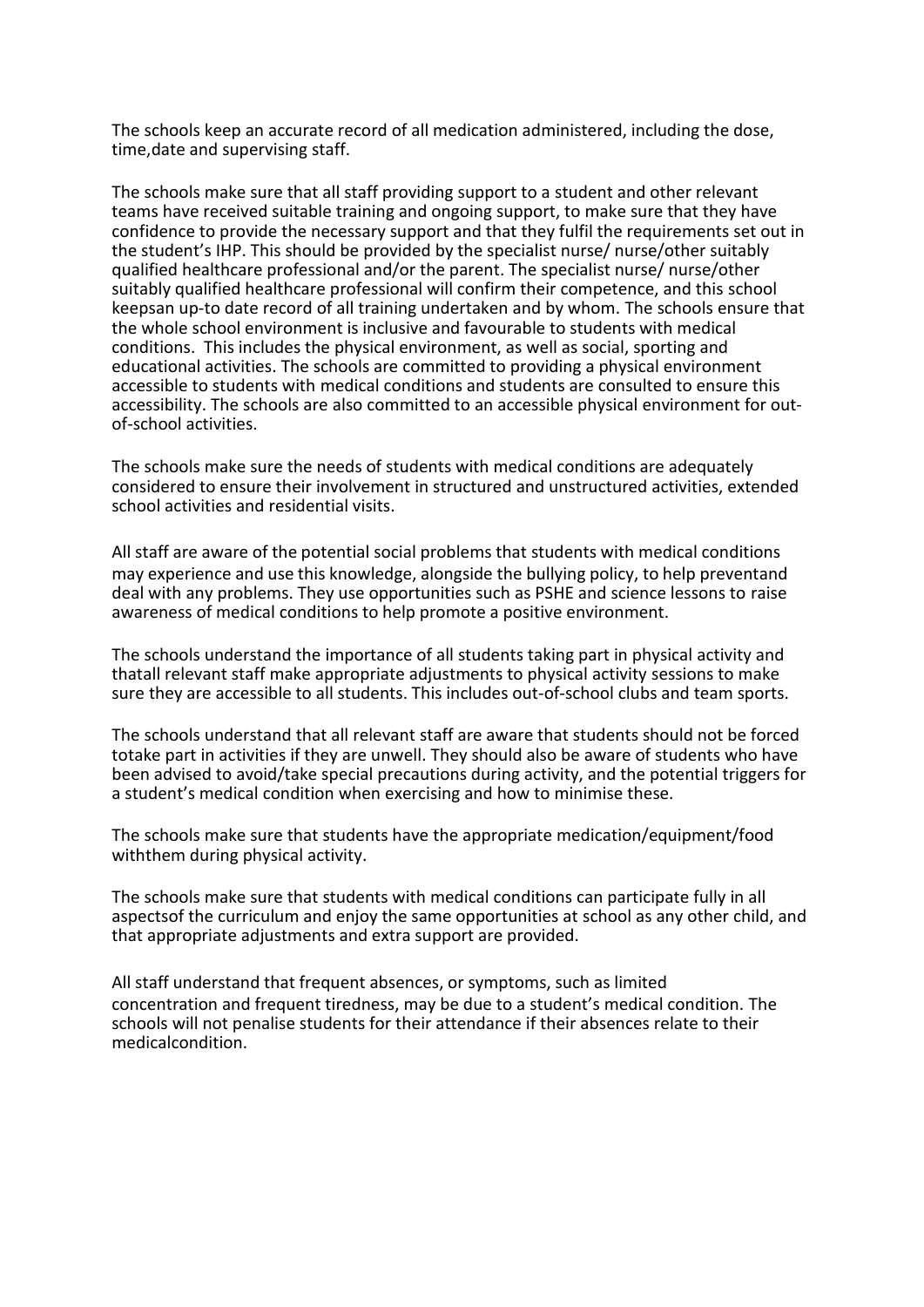The schools keep an accurate record of all medication administered, including the dose, time,date and supervising staff.

The schools make sure that all staff providing support to a student and other relevant teams have received suitable training and ongoing support, to make sure that they have confidence to provide the necessary support and that they fulfil the requirements set out in the student's IHP. This should be provided by the specialist nurse/ nurse/other suitably qualified healthcare professional and/or the parent. The specialist nurse/ nurse/other suitably qualified healthcare professional will confirm their competence, and this school keepsan up-to date record of all training undertaken and by whom. The schools ensure that the whole school environment is inclusive and favourable to students with medical conditions. This includes the physical environment, as well as social, sporting and educational activities. The schools are committed to providing a physical environment accessible to students with medical conditions and students are consulted to ensure this accessibility. The schools are also committed to an accessible physical environment for out-of-school activities.

The schools make sure the needs of students with medical conditions are adequately considered to ensure their involvement in structured and unstructured activities, extended school activities and residential visits.

All staff are aware of the potential social problems that students with medical conditions may experience and use this knowledge, alongside the bullying policy, to help preventand deal with any problems. They use opportunities such as PSHE and science lessons to raise awareness of medical conditions to help promote a positive environment.

The schools understand the importance of all students taking part in physical activity and thatall relevant staff make appropriate adjustments to physical activity sessions to make sure they are accessible to all students. This includes out-of-school clubs and team sports.

The schools understand that all relevant staff are aware that students should not be forced totake part in activities if they are unwell. They should also be aware of students who have been advised to avoid/take special precautions during activity, and the potential triggers for a student's medical condition when exercising and how to minimise these.

The schools make sure that students have the appropriate medication/equipment/food withthem during physical activity.

The schools make sure that students with medical conditions can participate fully in all aspectsof the curriculum and enjoy the same opportunities at school as any other child, and that appropriate adjustments and extra support are provided.

All staff understand that frequent absences, or symptoms, such as limited concentration and frequent tiredness, may be due to a student's medical condition. The schools will not penalise students for their attendance if their absences relate to their medicalcondition.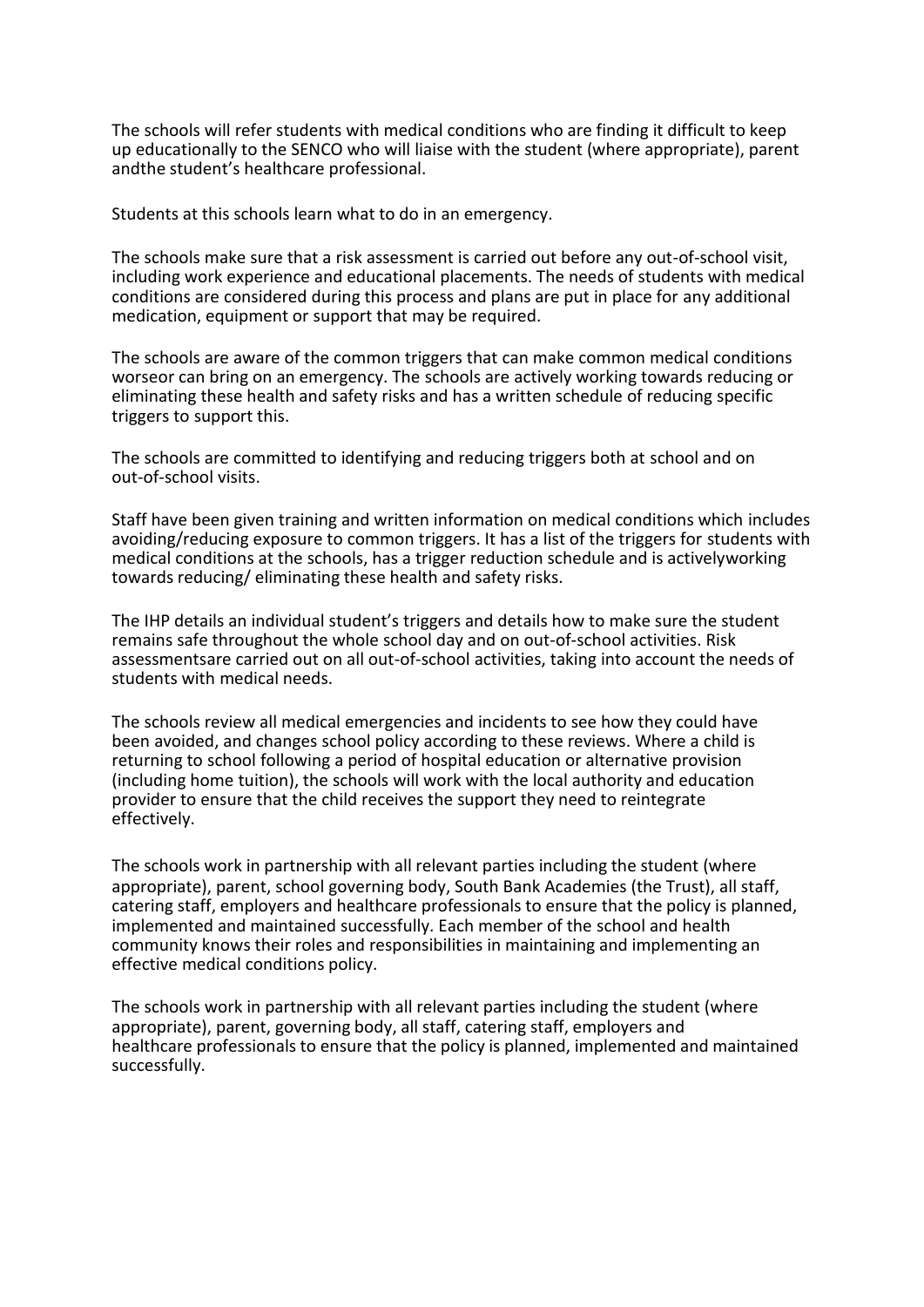The schools will refer students with medical conditions who are finding it difficult to keep up educationally to the SENCO who will liaise with the student (where appropriate), parent andthe student's healthcare professional.

Students at this schools learn what to do in an emergency.

The schools make sure that a risk assessment is carried out before any out-of-school visit, including work experience and educational placements. The needs of students with medical conditions are considered during this process and plans are put in place for any additional medication, equipment or support that may be required.

The schools are aware of the common triggers that can make common medical conditions worseor can bring on an emergency. The schools are actively working towards reducing or eliminating these health and safety risks and has a written schedule of reducing specific triggers to support this.

The schools are committed to identifying and reducing triggers both at school and on out-of-school visits.

Staff have been given training and written information on medical conditions which includes avoiding/reducing exposure to common triggers. It has a list of the triggers for students with medical conditions at the schools, has a trigger reduction schedule and is activelyworking towards reducing/ eliminating these health and safety risks.

The IHP details an individual student's triggers and details how to make sure the student remains safe throughout the whole school day and on out-of-school activities. Risk assessmentsare carried out on all out-of-school activities, taking into account the needs of students with medical needs.

The schools review all medical emergencies and incidents to see how they could have been avoided, and changes school policy according to these reviews. Where a child is returning to school following a period of hospital education or alternative provision (including home tuition), the schools will work with the local authority and education provider to ensure that the child receives the support they need to reintegrate effectively.

The schools work in partnership with all relevant parties including the student (where appropriate), parent, school governing body, South Bank Academies (the Trust), all staff, catering staff, employers and healthcare professionals to ensure that the policy is planned, implemented and maintained successfully. Each member of the school and health community knows their roles and responsibilities in maintaining and implementing an effective medical conditions policy.

The schools work in partnership with all relevant parties including the student (where appropriate), parent, governing body, all staff, catering staff, employers and healthcare professionals to ensure that the policy is planned, implemented and maintained successfully.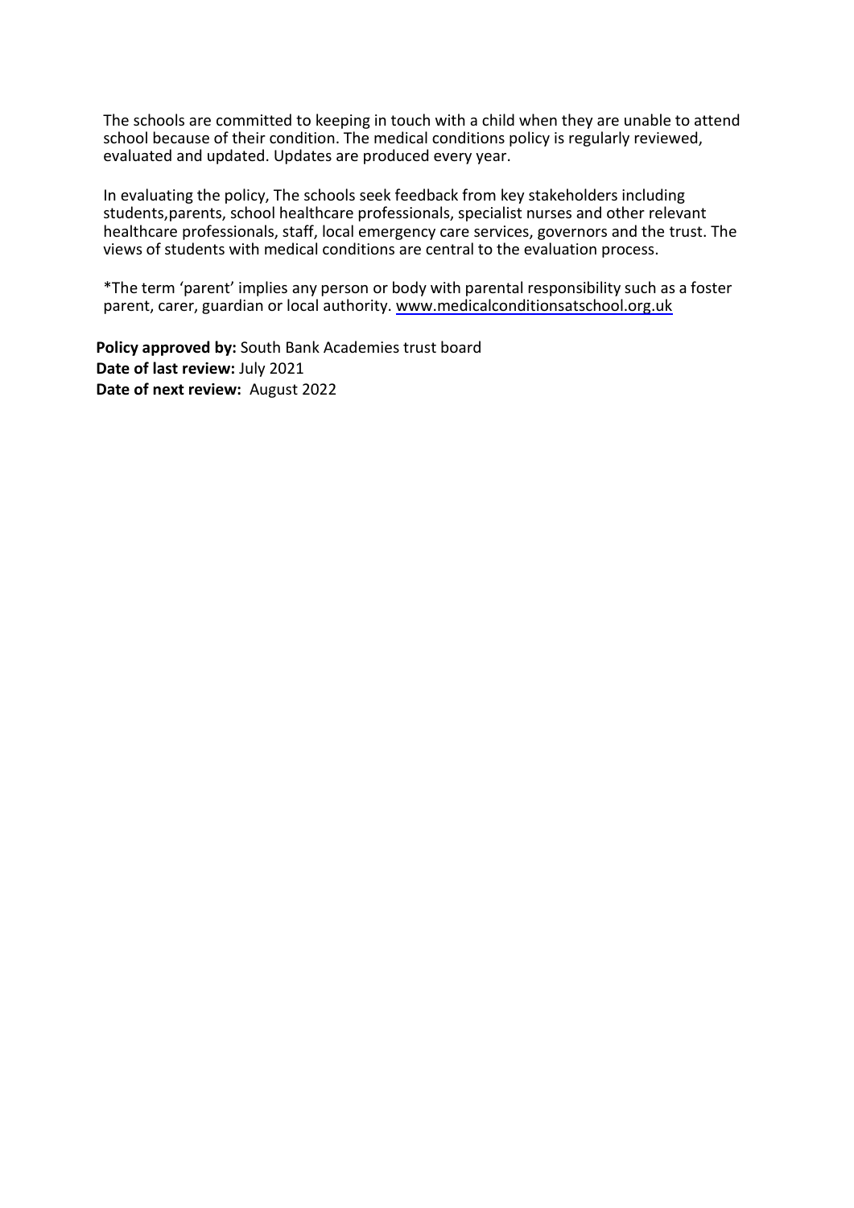The schools are committed to keeping in touch with a child when they are unable to attend school because of their condition. The medical conditions policy is regularly reviewed, evaluated and updated. Updates are produced every year.

In evaluating the policy, The schools seek feedback from key stakeholders including students,parents, school healthcare professionals, specialist nurses and other relevant healthcare professionals, staff, local emergency care services, governors and the trust. The views of students with medical conditions are central to the evaluation process.

*The term 'parent' implies any person or body with parental responsibility such as a foster parent, carer, guardian or local authority. www.medicalconditionsatschool.org.uk

**Policy approved by:** South Bank Academies trust board
**Date of last review:** July 2021
**Date of next review:** August 2022